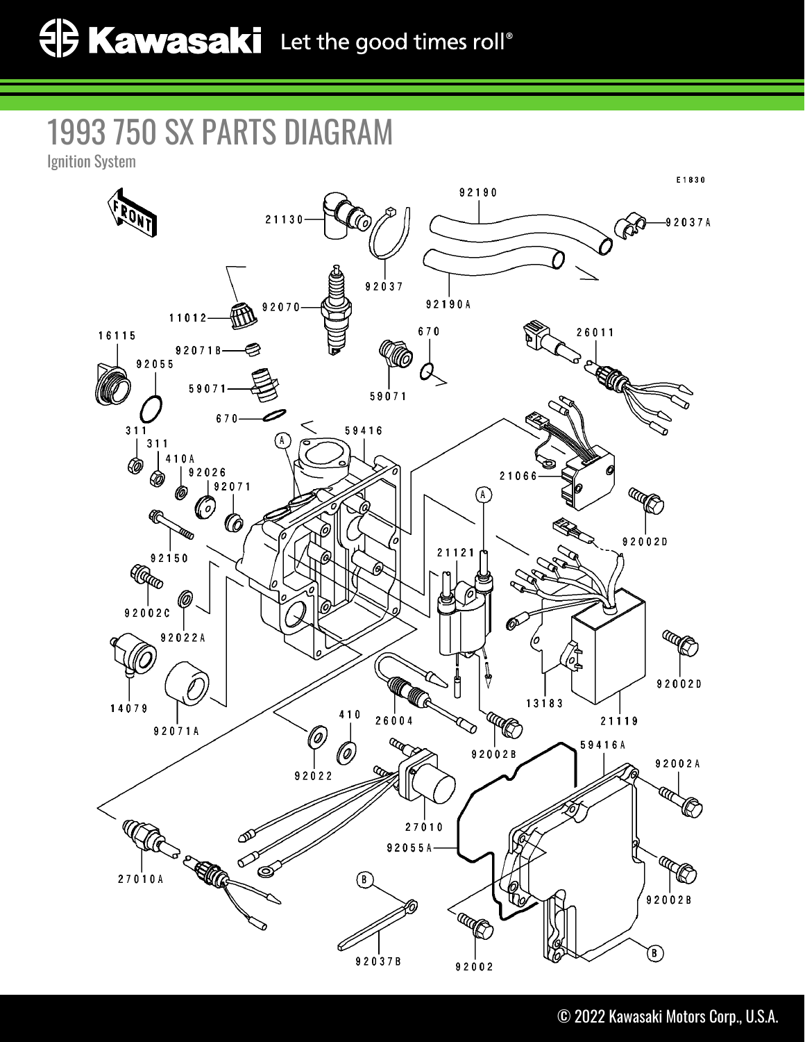# 1993 750 SX PARTS DIAGRAM

Ignition System

E1830

FRONT

92190, 21130, 92037A, 92037, 92190A, 11012, 92070, 16115, 92071B, 670, 26011, 92055, 59071, 59071, 670, 59416, 311, 311, 410A, 92026, 92071, 21066, 92002D, 92150, 21121, 92002C, 92022A, 92002D, 14079, 92071A, 410, 26004, 13183, 21119, 92022, 92002B, 59416A, 92002A, 27010, 92055A, 92002B, 27010A, 92037B, 92002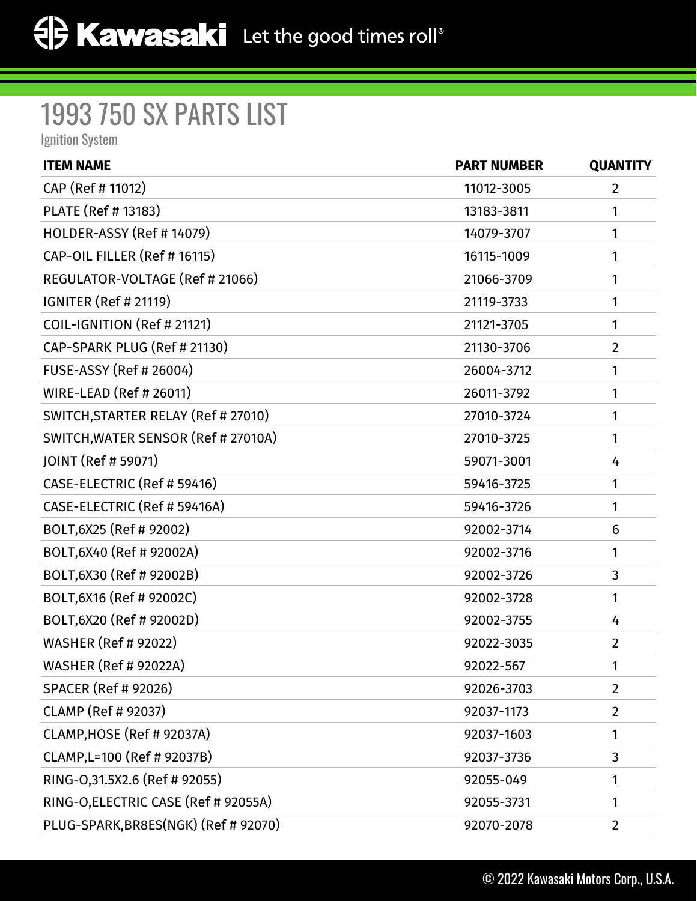# 1993 750 SX PARTS LIST

Ignition System

| ITEM NAME | PART NUMBER | QUANTITY |
|---|---|---|
| CAP (Ref # 11012) | 11012-3005 | 2 |
| PLATE (Ref # 13183) | 13183-3811 | 1 |
| HOLDER-ASSY (Ref # 14079) | 14079-3707 | 1 |
| CAP-OIL FILLER (Ref # 16115) | 16115-1009 | 1 |
| REGULATOR-VOLTAGE (Ref # 21066) | 21066-3709 | 1 |
| IGNITER (Ref # 21119) | 21119-3733 | 1 |
| COIL-IGNITION (Ref # 21121) | 21121-3705 | 1 |
| CAP-SPARK PLUG (Ref # 21130) | 21130-3706 | 2 |
| FUSE-ASSY (Ref # 26004) | 26004-3712 | 1 |
| WIRE-LEAD (Ref # 26011) | 26011-3792 | 1 |
| SWITCH,STARTER RELAY (Ref # 27010) | 27010-3724 | 1 |
| SWITCH,WATER SENSOR (Ref # 27010A) | 27010-3725 | 1 |
| JOINT (Ref # 59071) | 59071-3001 | 4 |
| CASE-ELECTRIC (Ref # 59416) | 59416-3725 | 1 |
| CASE-ELECTRIC (Ref # 59416A) | 59416-3726 | 1 |
| BOLT,6X25 (Ref # 92002) | 92002-3714 | 6 |
| BOLT,6X40 (Ref # 92002A) | 92002-3716 | 1 |
| BOLT,6X30 (Ref # 92002B) | 92002-3726 | 3 |
| BOLT,6X16 (Ref # 92002C) | 92002-3728 | 1 |
| BOLT,6X20 (Ref # 92002D) | 92002-3755 | 4 |
| WASHER (Ref # 92022) | 92022-3035 | 2 |
| WASHER (Ref # 92022A) | 92022-567 | 1 |
| SPACER (Ref # 92026) | 92026-3703 | 2 |
| CLAMP (Ref # 92037) | 92037-1173 | 2 |
| CLAMP,HOSE (Ref # 92037A) | 92037-1603 | 1 |
| CLAMP,L=100 (Ref # 92037B) | 92037-3736 | 3 |
| RING-O,31.5X2.6 (Ref # 92055) | 92055-049 | 1 |
| RING-O,ELECTRIC CASE (Ref # 92055A) | 92055-3731 | 1 |
| PLUG-SPARK,BR8ES(NGK) (Ref # 92070) | 92070-2078 | 2 |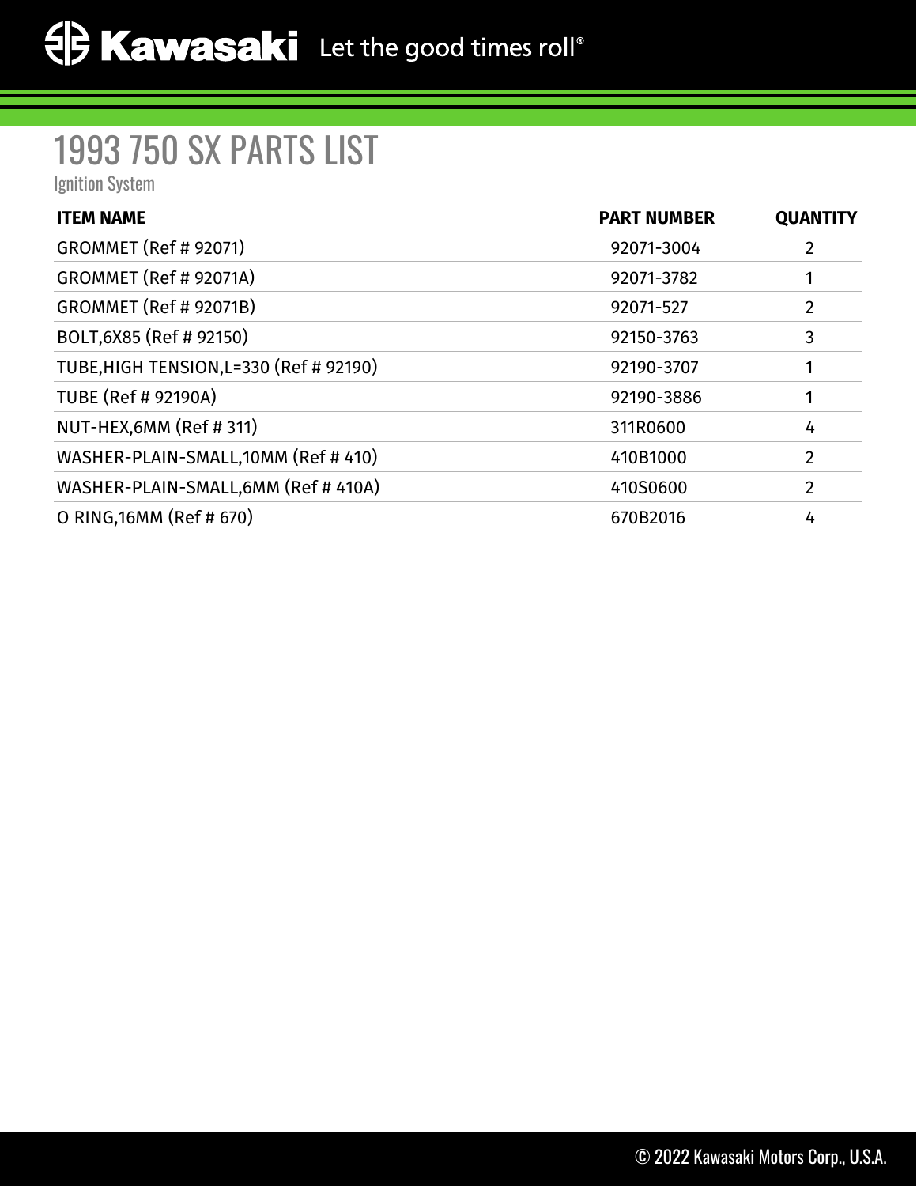# 1993 750 SX PARTS LIST

Ignition System

| ITEM NAME | PART NUMBER | QUANTITY |
|---|---|---|
| GROMMET (Ref # 92071) | 92071-3004 | 2 |
| GROMMET (Ref # 92071A) | 92071-3782 | 1 |
| GROMMET (Ref # 92071B) | 92071-527 | 2 |
| BOLT,6X85 (Ref # 92150) | 92150-3763 | 3 |
| TUBE,HIGH TENSION,L=330 (Ref # 92190) | 92190-3707 | 1 |
| TUBE (Ref # 92190A) | 92190-3886 | 1 |
| NUT-HEX,6MM (Ref # 311) | 311R0600 | 4 |
| WASHER-PLAIN-SMALL,10MM (Ref # 410) | 410B1000 | 2 |
| WASHER-PLAIN-SMALL,6MM (Ref # 410A) | 410S0600 | 2 |
| O RING,16MM (Ref # 670) | 670B2016 | 4 |